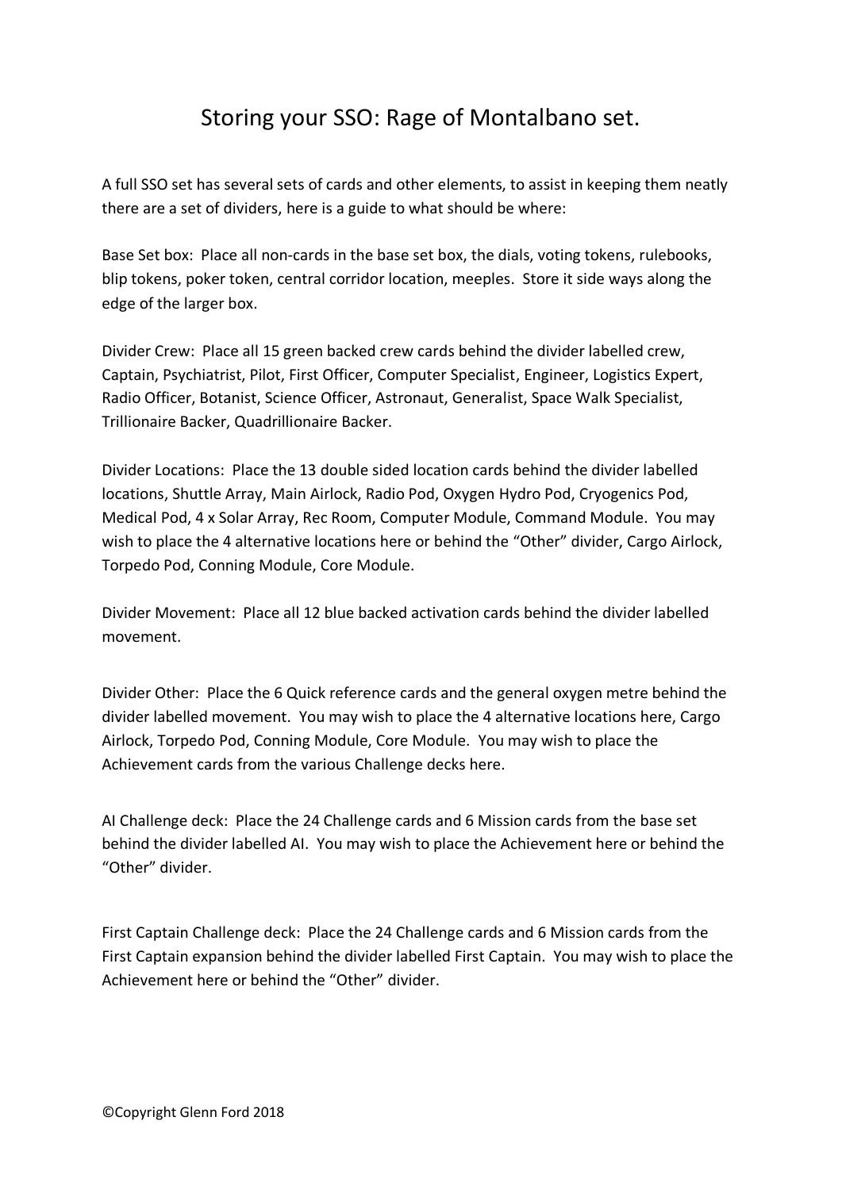# Storing your SSO: Rage of Montalbano set.

A full SSO set has several sets of cards and other elements, to assist in keeping them neatly there are a set of dividers, here is a guide to what should be where:

Base Set box: Place all non-cards in the base set box, the dials, voting tokens, rulebooks, blip tokens, poker token, central corridor location, meeples. Store it side ways along the edge of the larger box.

Divider Crew: Place all 15 green backed crew cards behind the divider labelled crew, Captain, Psychiatrist, Pilot, First Officer, Computer Specialist, Engineer, Logistics Expert, Radio Officer, Botanist, Science Officer, Astronaut, Generalist, Space Walk Specialist, Trillionaire Backer, Quadrillionaire Backer.

Divider Locations: Place the 13 double sided location cards behind the divider labelled locations, Shuttle Array, Main Airlock, Radio Pod, Oxygen Hydro Pod, Cryogenics Pod, Medical Pod, 4 x Solar Array, Rec Room, Computer Module, Command Module. You may wish to place the 4 alternative locations here or behind the "Other" divider, Cargo Airlock, Torpedo Pod, Conning Module, Core Module.

Divider Movement: Place all 12 blue backed activation cards behind the divider labelled movement.

Divider Other: Place the 6 Quick reference cards and the general oxygen metre behind the divider labelled movement. You may wish to place the 4 alternative locations here, Cargo Airlock, Torpedo Pod, Conning Module, Core Module. You may wish to place the Achievement cards from the various Challenge decks here.

AI Challenge deck: Place the 24 Challenge cards and 6 Mission cards from the base set behind the divider labelled AI. You may wish to place the Achievement here or behind the "Other" divider.

First Captain Challenge deck: Place the 24 Challenge cards and 6 Mission cards from the First Captain expansion behind the divider labelled First Captain. You may wish to place the Achievement here or behind the "Other" divider.

©Copyright Glenn Ford 2018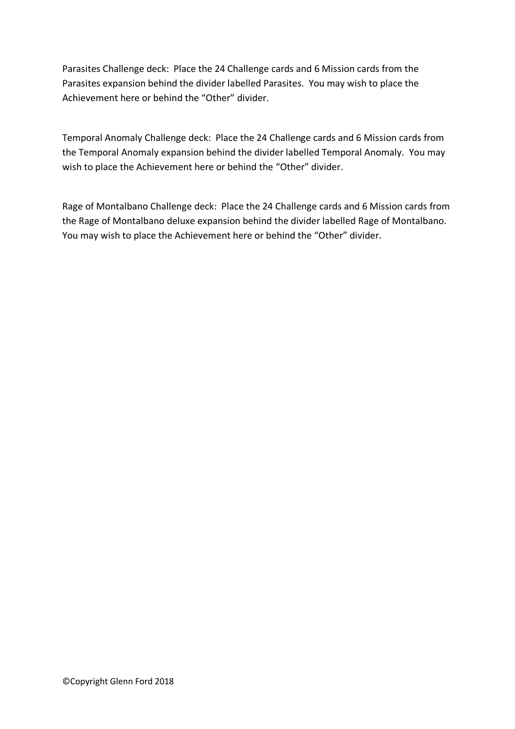Parasites Challenge deck: Place the 24 Challenge cards and 6 Mission cards from the Parasites expansion behind the divider labelled Parasites. You may wish to place the Achievement here or behind the "Other" divider.

Temporal Anomaly Challenge deck: Place the 24 Challenge cards and 6 Mission cards from the Temporal Anomaly expansion behind the divider labelled Temporal Anomaly. You may wish to place the Achievement here or behind the "Other" divider.

Rage of Montalbano Challenge deck: Place the 24 Challenge cards and 6 Mission cards from the Rage of Montalbano deluxe expansion behind the divider labelled Rage of Montalbano. You may wish to place the Achievement here or behind the "Other" divider.

©Copyright Glenn Ford 2018